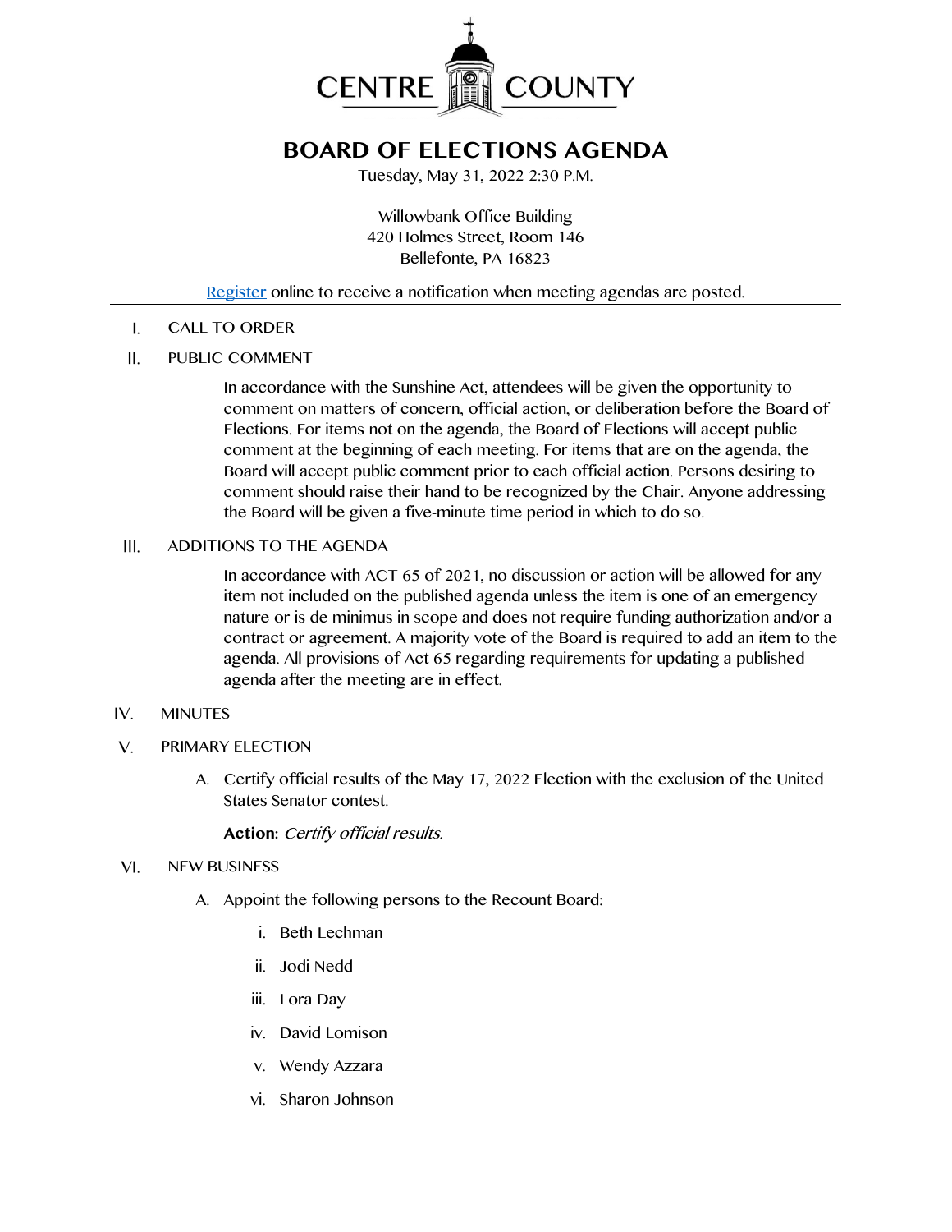CENTRE COUNTY

# BOARD OF ELECTIONS AGENDA

Tuesday, May 31, 2022 2:30 P.M.

Willowbank Office Building
420 Holmes Street, Room 146
Bellefonte, PA 16823

Register online to receive a notification when meeting agendas are posted.

---

I. CALL TO ORDER

II. PUBLIC COMMENT

In accordance with the Sunshine Act, attendees will be given the opportunity to comment on matters of concern, official action, or deliberation before the Board of Elections. For items not on the agenda, the Board of Elections will accept public comment at the beginning of each meeting. For items that are on the agenda, the Board will accept public comment prior to each official action. Persons desiring to comment should raise their hand to be recognized by the Chair. Anyone addressing the Board will be given a five-minute time period in which to do so.

III. ADDITIONS TO THE AGENDA

In accordance with ACT 65 of 2021, no discussion or action will be allowed for any item not included on the published agenda unless the item is one of an emergency nature or is de minimus in scope and does not require funding authorization and/or a contract or agreement. A majority vote of the Board is required to add an item to the agenda. All provisions of Act 65 regarding requirements for updating a published agenda after the meeting are in effect.

IV. MINUTES

V. PRIMARY ELECTION

A. Certify official results of the May 17, 2022 Election with the exclusion of the United States Senator contest.

**Action:** *Certify official results.*

VI. NEW BUSINESS

A. Appoint the following persons to the Recount Board:

i. Beth Lechman

ii. Jodi Nedd

iii. Lora Day

iv. David Lomison

v. Wendy Azzara

vi. Sharon Johnson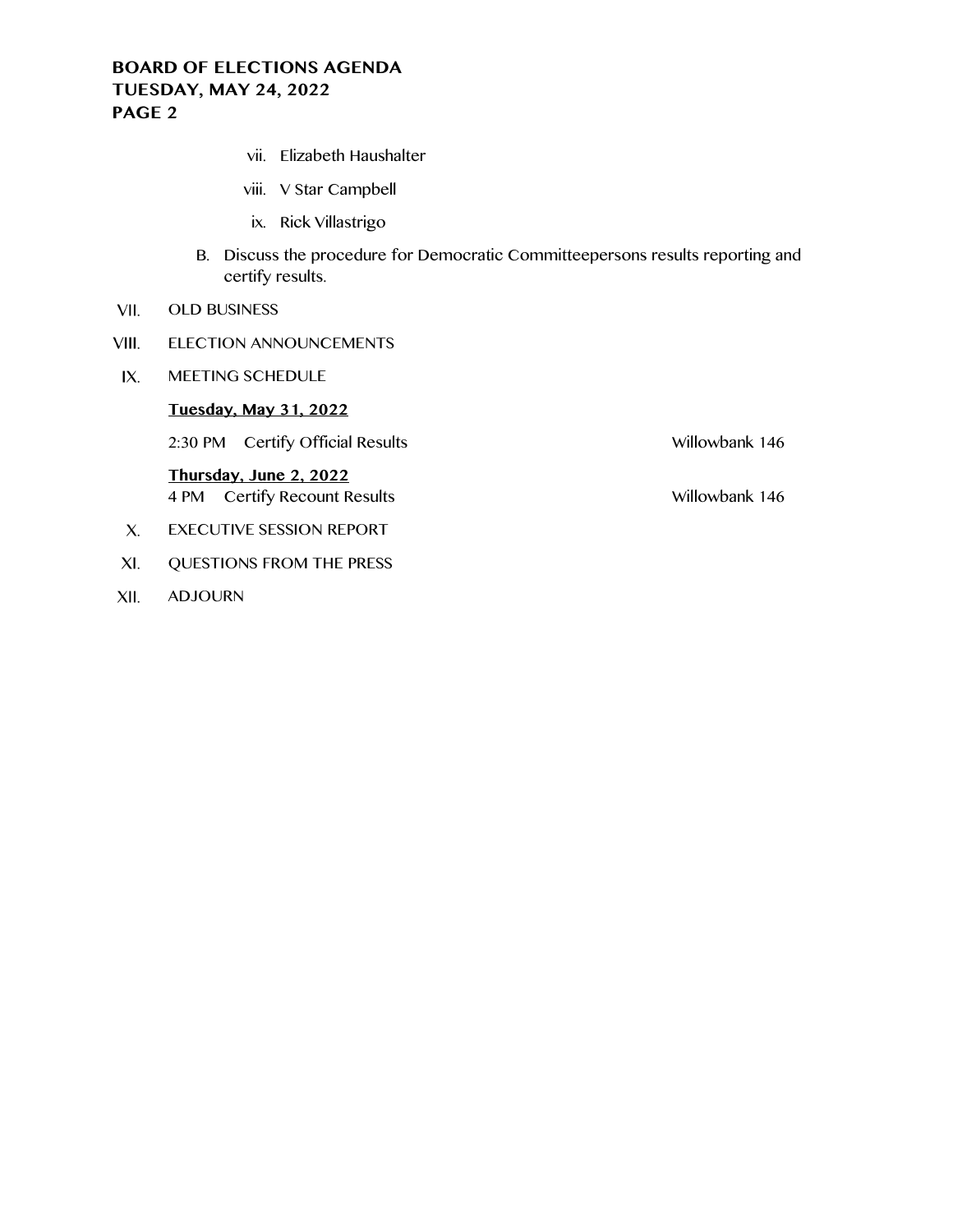vii. Elizabeth Haushalter

viii. V Star Campbell

ix. Rick Villastrigo

B. Discuss the procedure for Democratic Committeepersons results reporting and certify results.

VII. OLD BUSINESS

VIII. ELECTION ANNOUNCEMENTS

IX. MEETING SCHEDULE

**Tuesday, May 31, 2022**

| | | |
|---|---|---|
| 2:30 PM | Certify Official Results | Willowbank 146 |

**Thursday, June 2, 2022**

| | | |
|---|---|---|
| 4 PM | Certify Recount Results | Willowbank 146 |

X. EXECUTIVE SESSION REPORT

XI. QUESTIONS FROM THE PRESS

XII. ADJOURN